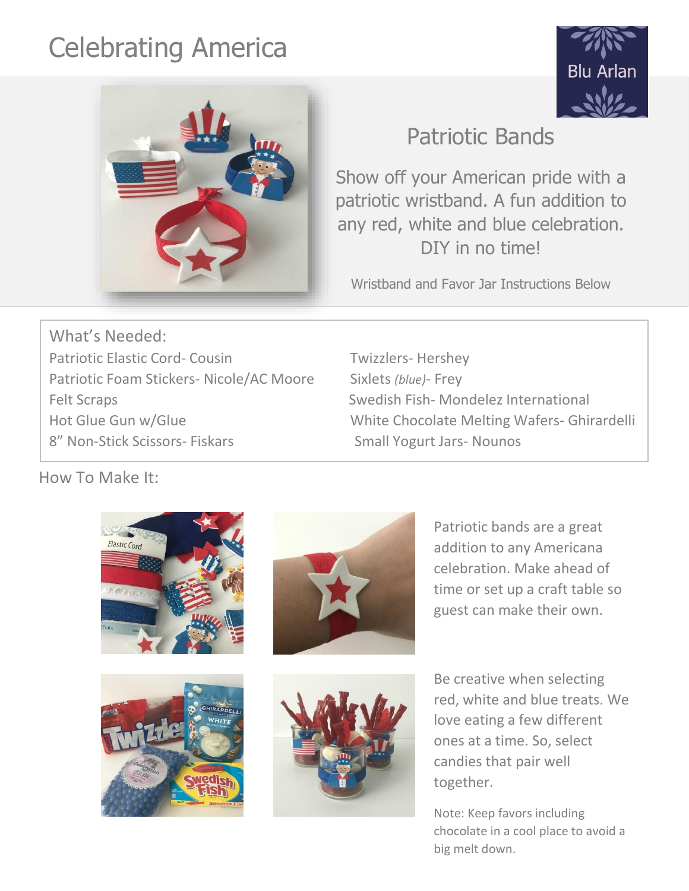# Celebrating America

Blu Arlan

## Patriotic Bands

Show off your American pride with a patriotic wristband. A fun addition to any red, white and blue celebration. DIY in no time!

Wristband and Favor Jar Instructions Below

### What's Needed:

- Patriotic Elastic Cord- Cousin
- Patriotic Foam Stickers- Nicole/AC Moore
- Felt Scraps
- Hot Glue Gun w/Glue
- 8" Non-Stick Scissors- Fiskars
- Twizzlers- Hershey
- Sixlets *(blue)*- Frey
- Swedish Fish- Mondelez International
- White Chocolate Melting Wafers- Ghirardelli
- Small Yogurt Jars- Nounos

### How To Make It:

Patriotic bands are a great addition to any Americana celebration. Make ahead of time or set up a craft table so guest can make their own.

Be creative when selecting red, white and blue treats. We love eating a few different ones at a time. So, select candies that pair well together.

Note: Keep favors including chocolate in a cool place to avoid a big melt down.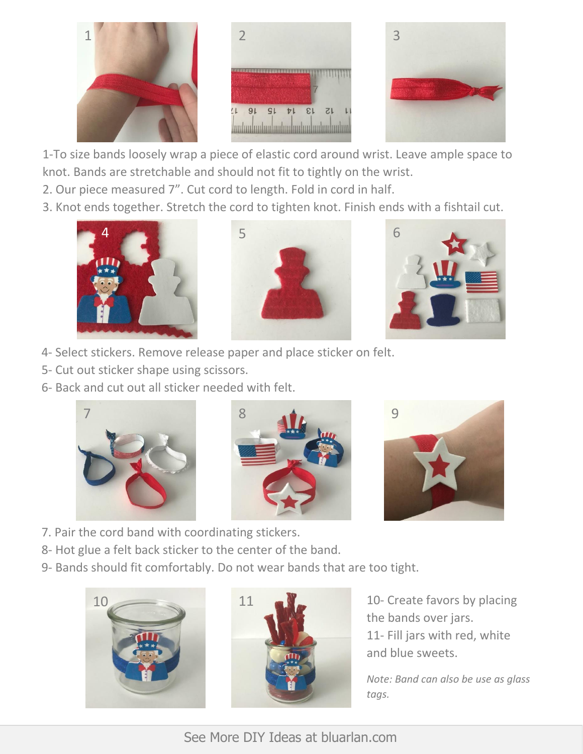1-To size bands loosely wrap a piece of elastic cord around wrist. Leave ample space to knot. Bands are stretchable and should not fit to tightly on the wrist.

2. Our piece measured 7”. Cut cord to length. Fold in cord in half.

3. Knot ends together. Stretch the cord to tighten knot. Finish ends with a fishtail cut.

4- Select stickers. Remove release paper and place sticker on felt.

5- Cut out sticker shape using scissors.

6- Back and cut out all sticker needed with felt.

7. Pair the cord band with coordinating stickers.

8- Hot glue a felt back sticker to the center of the band.

9- Bands should fit comfortably. Do not wear bands that are too tight.

10- Create favors by placing the bands over jars.

11- Fill jars with red, white and blue sweets.

*Note: Band can also be use as glass tags.*

See More DIY Ideas at bluarlan.com